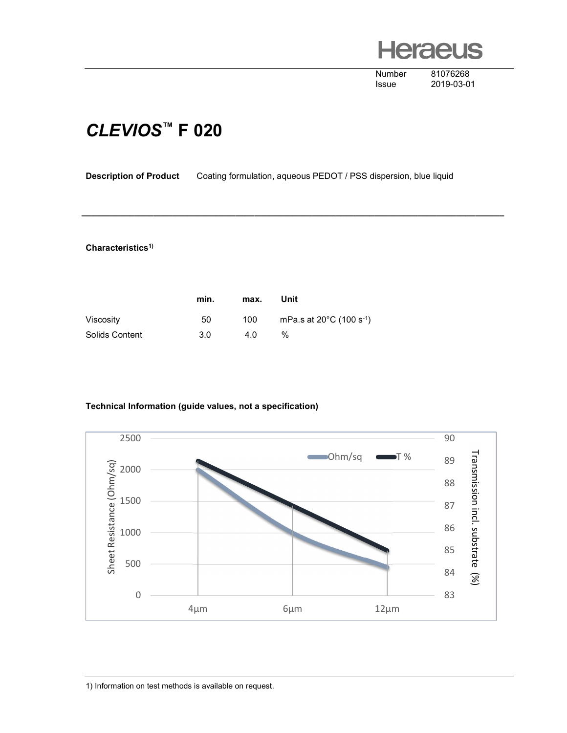Number 81076268
Issue 2019-03-01

# *CLEVIOS™* F 020

**Description of Product** Coating formulation, aqueous PEDOT / PSS dispersion, blue liquid

---

**Characteristics**[1)]

| | min. | max. | Unit |
|---|---|---|---|
| Viscosity | 50 | 100 | mPa.s at 20°C (100 $s^{-1}$) |
| Solids Content | 3.0 | 4.0 | % |

**Technical Information (guide values, not a specification)**

1) Information on test methods is available on request.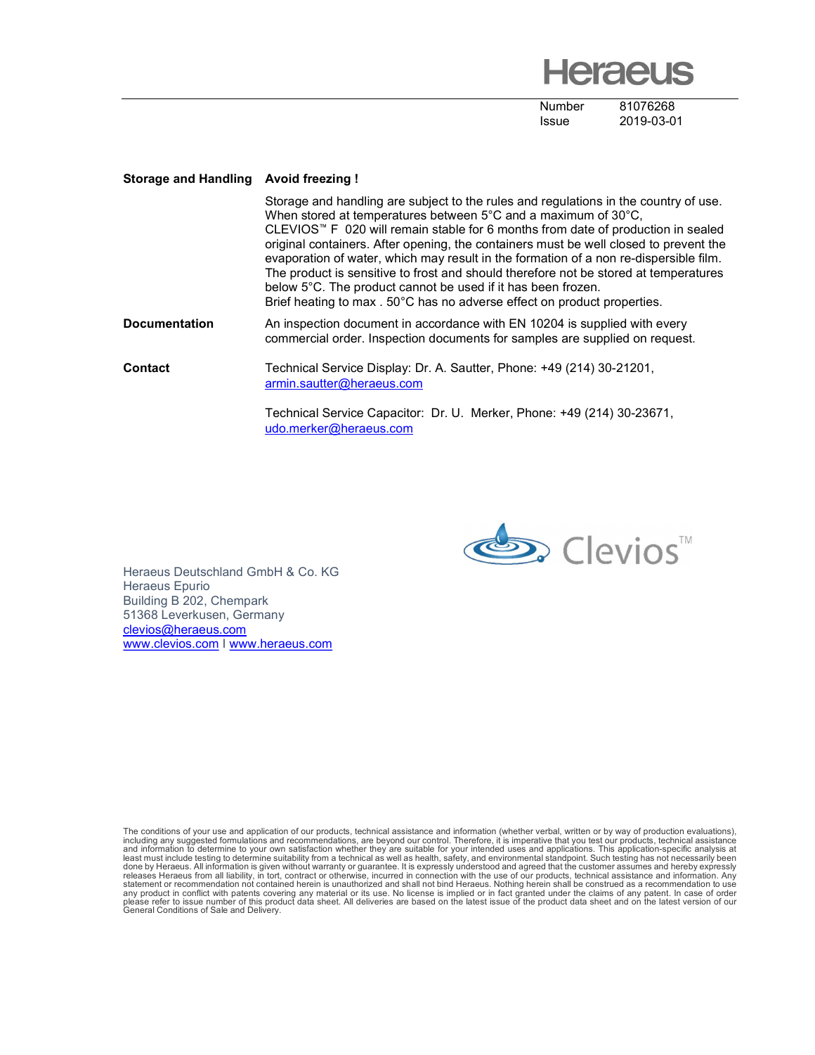Number 81076268
Issue 2019-03-01

| | |
|---|---|
| **Storage and Handling** | **Avoid freezing !** |
| | Storage and handling are subject to the rules and regulations in the country of use. When stored at temperatures between 5°C and a maximum of 30°C, CLEVIOS™ F 020 will remain stable for 6 months from date of production in sealed original containers. After opening, the containers must be well closed to prevent the evaporation of water, which may result in the formation of a non re-dispersible film. The product is sensitive to frost and should therefore not be stored at temperatures below 5°C. The product cannot be used if it has been frozen. Brief heating to max . 50°C has no adverse effect on product properties. |
| **Documentation** | An inspection document in accordance with EN 10204 is supplied with every commercial order. Inspection documents for samples are supplied on request. |
| **Contact** | Technical Service Display: Dr. A. Sautter, Phone: +49 (214) 30-21201, armin.sautter@heraeus.com |
| | Technical Service Capacitor: Dr. U. Merker, Phone: +49 (214) 30-23671, udo.merker@heraeus.com |

Heraeus Deutschland GmbH & Co. KG
Heraeus Epurio
Building B 202, Chempark
51368 Leverkusen, Germany
clevios@heraeus.com
www.clevios.com I www.heraeus.com

The conditions of your use and application of our products, technical assistance and information (whether verbal, written or by way of production evaluations), including any suggested formulations and recommendations, are beyond our control. Therefore, it is imperative that you test our products, technical assistance and information to determine to your own satisfaction whether they are suitable for your intended uses and applications. This application-specific analysis at least must include testing to determine suitability from a technical as well as health, safety, and environmental standpoint. Such testing has not necessarily been done by Heraeus. All information is given without warranty or guarantee. It is expressly understood and agreed that the customer assumes and hereby expressly releases Heraeus from all liability, in tort, contract or otherwise, incurred in connection with the use of our products, technical assistance and information. Any statement or recommendation not contained herein is unauthorized and shall not bind Heraeus. Nothing herein shall be construed as a recommendation to use any product in conflict with patents covering any material or its use. No license is implied or in fact granted under the claims of any patent. In case of order please refer to issue number of this product data sheet. All deliveries are based on the latest issue of the product data sheet and on the latest version of our General Conditions of Sale and Delivery.